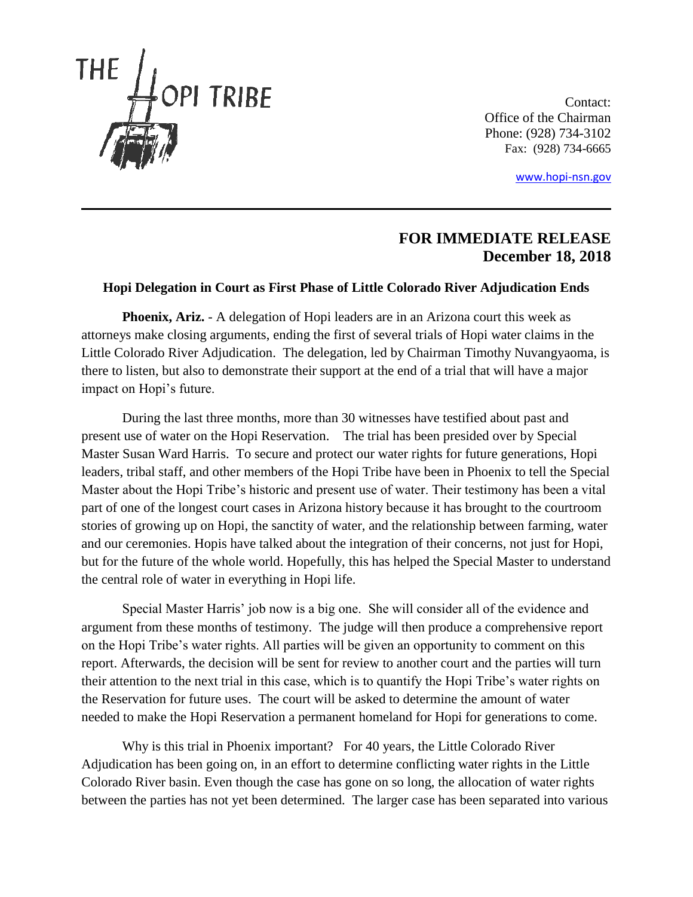THE HOPI TRIBE

Contact:
Office of the Chairman
Phone: (928) 734-3102
Fax: (928) 734-6665

www.hopi-nsn.gov

**FOR IMMEDIATE RELEASE**
**December 18, 2018**

**Hopi Delegation in Court as First Phase of Little Colorado River Adjudication Ends**

**Phoenix, Ariz.** - A delegation of Hopi leaders are in an Arizona court this week as attorneys make closing arguments, ending the first of several trials of Hopi water claims in the Little Colorado River Adjudication. The delegation, led by Chairman Timothy Nuvangyaoma, is there to listen, but also to demonstrate their support at the end of a trial that will have a major impact on Hopi's future.

During the last three months, more than 30 witnesses have testified about past and present use of water on the Hopi Reservation. The trial has been presided over by Special Master Susan Ward Harris. To secure and protect our water rights for future generations, Hopi leaders, tribal staff, and other members of the Hopi Tribe have been in Phoenix to tell the Special Master about the Hopi Tribe's historic and present use of water. Their testimony has been a vital part of one of the longest court cases in Arizona history because it has brought to the courtroom stories of growing up on Hopi, the sanctity of water, and the relationship between farming, water and our ceremonies. Hopis have talked about the integration of their concerns, not just for Hopi, but for the future of the whole world. Hopefully, this has helped the Special Master to understand the central role of water in everything in Hopi life.

Special Master Harris' job now is a big one. She will consider all of the evidence and argument from these months of testimony. The judge will then produce a comprehensive report on the Hopi Tribe's water rights. All parties will be given an opportunity to comment on this report. Afterwards, the decision will be sent for review to another court and the parties will turn their attention to the next trial in this case, which is to quantify the Hopi Tribe's water rights on the Reservation for future uses. The court will be asked to determine the amount of water needed to make the Hopi Reservation a permanent homeland for Hopi for generations to come.

Why is this trial in Phoenix important? For 40 years, the Little Colorado River Adjudication has been going on, in an effort to determine conflicting water rights in the Little Colorado River basin. Even though the case has gone on so long, the allocation of water rights between the parties has not yet been determined. The larger case has been separated into various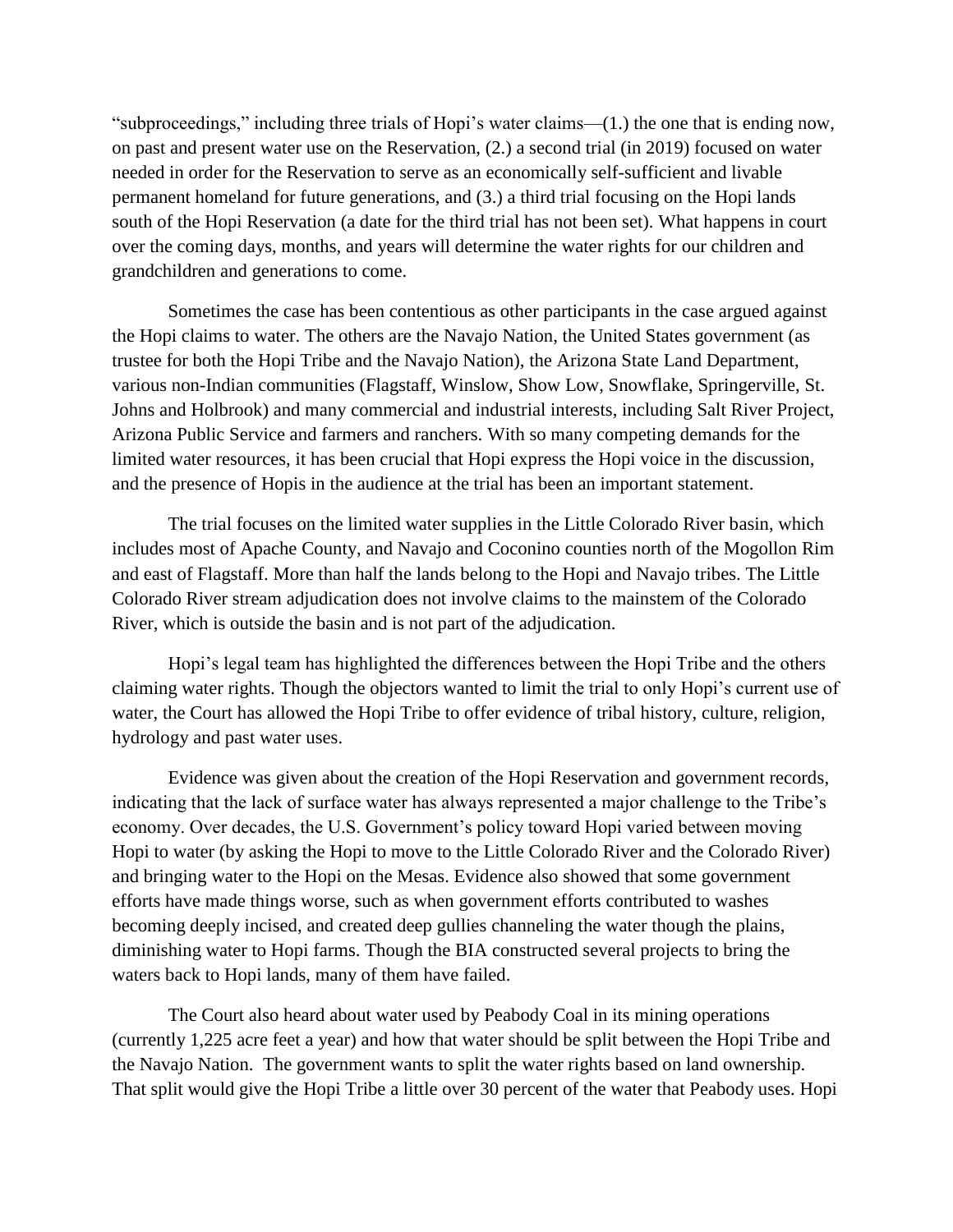"subproceedings," including three trials of Hopi's water claims—(1.) the one that is ending now, on past and present water use on the Reservation, (2.) a second trial (in 2019) focused on water needed in order for the Reservation to serve as an economically self-sufficient and livable permanent homeland for future generations, and (3.) a third trial focusing on the Hopi lands south of the Hopi Reservation (a date for the third trial has not been set). What happens in court over the coming days, months, and years will determine the water rights for our children and grandchildren and generations to come.

Sometimes the case has been contentious as other participants in the case argued against the Hopi claims to water. The others are the Navajo Nation, the United States government (as trustee for both the Hopi Tribe and the Navajo Nation), the Arizona State Land Department, various non-Indian communities (Flagstaff, Winslow, Show Low, Snowflake, Springerville, St. Johns and Holbrook) and many commercial and industrial interests, including Salt River Project, Arizona Public Service and farmers and ranchers. With so many competing demands for the limited water resources, it has been crucial that Hopi express the Hopi voice in the discussion, and the presence of Hopis in the audience at the trial has been an important statement.

The trial focuses on the limited water supplies in the Little Colorado River basin, which includes most of Apache County, and Navajo and Coconino counties north of the Mogollon Rim and east of Flagstaff. More than half the lands belong to the Hopi and Navajo tribes. The Little Colorado River stream adjudication does not involve claims to the mainstem of the Colorado River, which is outside the basin and is not part of the adjudication.

Hopi's legal team has highlighted the differences between the Hopi Tribe and the others claiming water rights. Though the objectors wanted to limit the trial to only Hopi's current use of water, the Court has allowed the Hopi Tribe to offer evidence of tribal history, culture, religion, hydrology and past water uses.

Evidence was given about the creation of the Hopi Reservation and government records, indicating that the lack of surface water has always represented a major challenge to the Tribe's economy. Over decades, the U.S. Government's policy toward Hopi varied between moving Hopi to water (by asking the Hopi to move to the Little Colorado River and the Colorado River) and bringing water to the Hopi on the Mesas. Evidence also showed that some government efforts have made things worse, such as when government efforts contributed to washes becoming deeply incised, and created deep gullies channeling the water though the plains, diminishing water to Hopi farms. Though the BIA constructed several projects to bring the waters back to Hopi lands, many of them have failed.

The Court also heard about water used by Peabody Coal in its mining operations (currently 1,225 acre feet a year) and how that water should be split between the Hopi Tribe and the Navajo Nation. The government wants to split the water rights based on land ownership. That split would give the Hopi Tribe a little over 30 percent of the water that Peabody uses. Hopi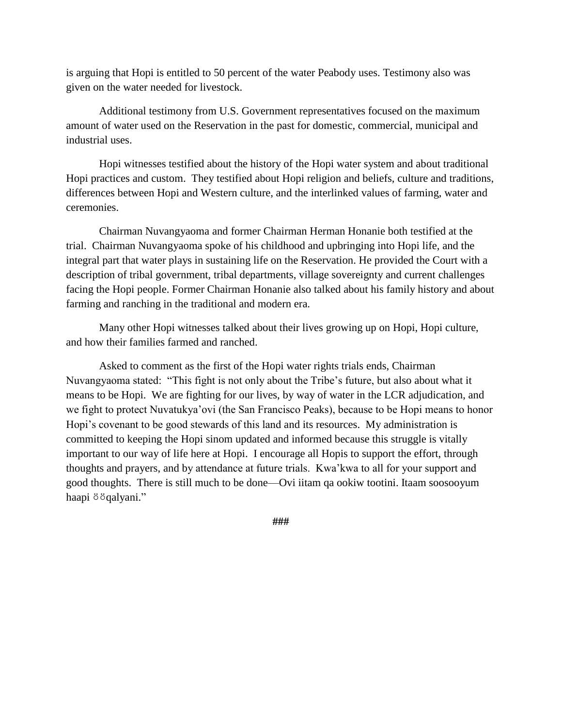is arguing that Hopi is entitled to 50 percent of the water Peabody uses. Testimony also was given on the water needed for livestock.

Additional testimony from U.S. Government representatives focused on the maximum amount of water used on the Reservation in the past for domestic, commercial, municipal and industrial uses.

Hopi witnesses testified about the history of the Hopi water system and about traditional Hopi practices and custom. They testified about Hopi religion and beliefs, culture and traditions, differences between Hopi and Western culture, and the interlinked values of farming, water and ceremonies.

Chairman Nuvangyaoma and former Chairman Herman Honanie both testified at the trial. Chairman Nuvangyaoma spoke of his childhood and upbringing into Hopi life, and the integral part that water plays in sustaining life on the Reservation. He provided the Court with a description of tribal government, tribal departments, village sovereignty and current challenges facing the Hopi people. Former Chairman Honanie also talked about his family history and about farming and ranching in the traditional and modern era.

Many other Hopi witnesses talked about their lives growing up on Hopi, Hopi culture, and how their families farmed and ranched.

Asked to comment as the first of the Hopi water rights trials ends, Chairman Nuvangyaoma stated: "This fight is not only about the Tribe's future, but also about what it means to be Hopi. We are fighting for our lives, by way of water in the LCR adjudication, and we fight to protect Nuvatukya'ovi (the San Francisco Peaks), because to be Hopi means to honor Hopi's covenant to be good stewards of this land and its resources. My administration is committed to keeping the Hopi sinom updated and informed because this struggle is vitally important to our way of life here at Hopi. I encourage all Hopis to support the effort, through thoughts and prayers, and by attendance at future trials. Kwa'kwa to all for your support and good thoughts. There is still much to be done—Ovi iitam qa ookiw tootini. Itaam soosooyum haapi ööqalyani."

###